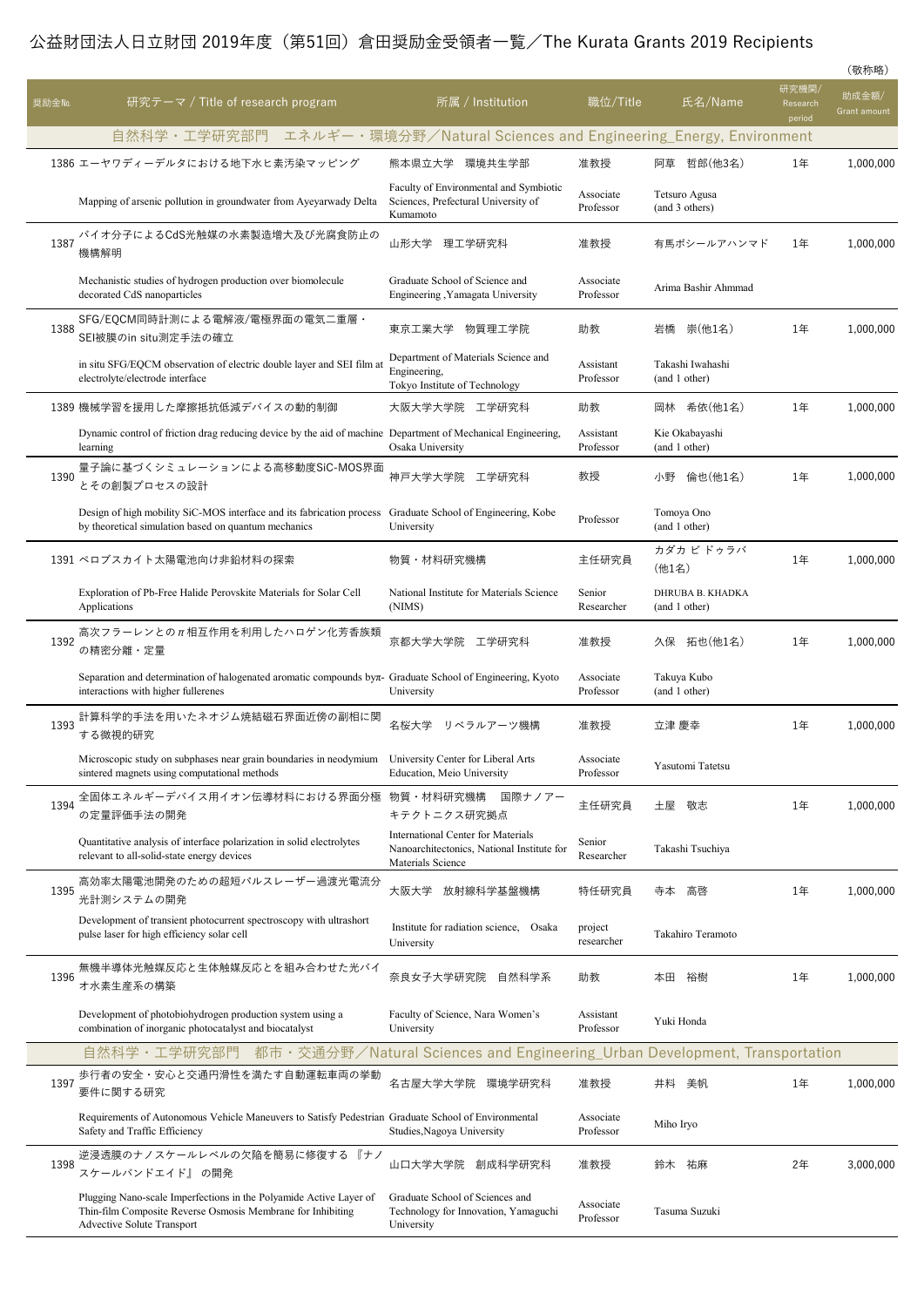# 公益財団法人日立財団 2019年度（第51回）倉田奨励金受領者一覧／The Kurata Grants 2019 Recipients

（敬称略）

| 奨励金No. | 研究テーマ / Title of research program | 所属 / Institution | 職位/Title | 氏名/Name | 研究機関/Research period | 助成金額/Grant amount |
|---|---|---|---|---|---|---|
| **自然科学・工学研究部門　エネルギー・環境分野／Natural Sciences and Engineering_Energy, Environment** | | | | | | |
| 1386 | エーヤワディーデルタにおける地下水ヒ素汚染マッピング | 熊本県立大学　環境共生学部 | 准教授 | 阿草　哲郎(他3名) | 1年 | 1,000,000 |
| | Mapping of arsenic pollution in groundwater from Ayeyarwady Delta | Faculty of Environmental and Symbiotic Sciences, Prefectural University of Kumamoto | Associate Professor | Tetsuro Agusa (and 3 others) | | |
| 1387 | バイオ分子によるCdS光触媒の水素製造増大及び光腐食防止の機構解明 | 山形大学　理工学研究科 | 准教授 | 有馬ボシールアハンマド | 1年 | 1,000,000 |
| | Mechanistic studies of hydrogen production over biomolecule decorated CdS nanoparticles | Graduate School of Science and Engineering ,Yamagata University | Associate Professor | Arima Bashir Ahmmad | | |
| 1388 | SFG/EQCM同時計測による電解液/電極界面の電気二重層・SEI被膜のin situ測定手法の確立 | 東京工業大学　物質理工学院 | 助教 | 岩橋　崇(他1名) | 1年 | 1,000,000 |
| | in situ SFG/EQCM observation of electric double layer and SEI film at electrolyte/electrode interface | Department of Materials Science and Engineering, Tokyo Institute of Technology | Assistant Professor | Takashi Iwahashi (and 1 other) | | |
| 1389 | 機械学習を援用した摩擦抵抗低減デバイスの動的制御 | 大阪大学大学院　工学研究科 | 助教 | 岡林　希依(他1名) | 1年 | 1,000,000 |
| | Dynamic control of friction drag reducing device by the aid of machine learning | Department of Mechanical Engineering, Osaka University | Assistant Professor | Kie Okabayashi (and 1 other) | | |
| 1390 | 量子論に基づくシミュレーションによる高移動度SiC-MOS界面とその創製プロセスの設計 | 神戸大学大学院　工学研究科 | 教授 | 小野　倫也(他1名) | 1年 | 1,000,000 |
| | Design of high mobility SiC-MOS interface and its fabrication process by theoretical simulation based on quantum mechanics | Graduate School of Engineering, Kobe University | Professor | Tomoya Ono (and 1 other) | | |
| 1391 | ペロブスカイト太陽電池向け非鉛材料の探索 | 物質・材料研究機構 | 主任研究員 | カダカ ビ ドゥラバ (他1名) | 1年 | 1,000,000 |
| | Exploration of Pb-Free Halide Perovskite Materials for Solar Cell Applications | National Institute for Materials Science (NIMS) | Senior Researcher | DHRUBA B. KHADKA (and 1 other) | | |
| 1392 | 高次フラーレンとのπ相互作用を利用したハロゲン化芳香族類の精密分離・定量 | 京都大学大学院　工学研究科 | 准教授 | 久保　拓也(他1名) | 1年 | 1,000,000 |
| | Separation and determination of halogenated aromatic compounds byπ-interactions with higher fullerenes | Graduate School of Engineering, Kyoto University | Associate Professor | Takuya Kubo (and 1 other) | | |
| 1393 | 計算科学的手法を用いたネオジム焼結磁石界面近傍の副相に関する微視的研究 | 名桜大学　リベラルアーツ機構 | 准教授 | 立津 慶幸 | 1年 | 1,000,000 |
| | Microscopic study on subphases near grain boundaries in neodymium sintered magnets using computational methods | University Center for Liberal Arts Education, Meio University | Associate Professor | Yasutomi Tatetsu | | |
| 1394 | 全固体エネルギーデバイス用イオン伝導材料における界面分極の定量評価手法の開発 | 物質・材料研究機構　国際ナノアーキテクトニクス研究拠点 | 主任研究員 | 土屋　敬志 | 1年 | 1,000,000 |
| | Quantitative analysis of interface polarization in solid electrolytes relevant to all-solid-state energy devices | International Center for Materials Nanoarchitectonics, National Institute for Materials Science | Senior Researcher | Takashi Tsuchiya | | |
| 1395 | 高効率太陽電池開発のための超短パルスレーザー過渡光電流分光計測システムの開発 | 大阪大学　放射線科学基盤機構 | 特任研究員 | 寺本　高啓 | 1年 | 1,000,000 |
| | Development of transient photocurrent spectroscopy with ultrashort pulse laser for high efficiency solar cell | Institute for radiation science, Osaka University | project researcher | Takahiro Teramoto | | |
| 1396 | 無機半導体光触媒反応と生体触媒反応とを組み合わせた光バイオ水素生産系の構築 | 奈良女子大学研究院　自然科学系 | 助教 | 本田　裕樹 | 1年 | 1,000,000 |
| | Development of photobiohydrogen production system using a combination of inorganic photocatalyst and biocatalyst | Faculty of Science, Nara Women's University | Assistant Professor | Yuki Honda | | |
| **自然科学・工学研究部門　都市・交通分野／Natural Sciences and Engineering_Urban Development, Transportation** | | | | | | |
| 1397 | 歩行者の安全・安心と交通円滑性を満たす自動運転車両の挙動要件に関する研究 | 名古屋大学大学院　環境学研究科 | 准教授 | 井料　美帆 | 1年 | 1,000,000 |
| | Requirements of Autonomous Vehicle Maneuvers to Satisfy Pedestrian Safety and Traffic Efficiency | Graduate School of Environmental Studies,Nagoya University | Associate Professor | Miho Iryo | | |
| 1398 | 逆浸透膜のナノスケールレベルの欠陥を簡易に修復する『ナノスケールバンドエイド』の開発 | 山口大学大学院　創成科学研究科 | 准教授 | 鈴木　祐麻 | 2年 | 3,000,000 |
| | Plugging Nano-scale Imperfections in the Polyamide Active Layer of Thin-film Composite Reverse Osmosis Membrane for Inhibiting Advective Solute Transport | Graduate School of Sciences and Technology for Innovation, Yamaguchi University | Associate Professor | Tasuma Suzuki | | |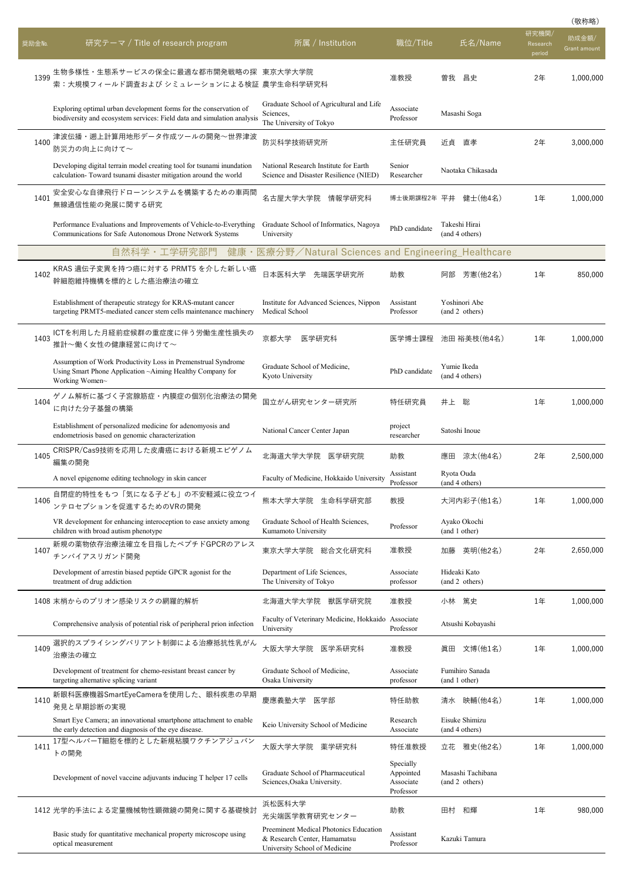（敬称略）

| 奨励金No. | 研究テーマ / Title of research program | 所属 / Institution | 職位/Title | 氏名/Name | 研究機関/Research period | 助成金額/Grant amount |
|---|---|---|---|---|---|---|
| 1399 | 生物多様性・生態系サービスの保全に最適な都市開発戦略の探索：大規模フィールド調査および シミュレーションによる検証 | 東京大学大学院 農学生命科学研究科 | 准教授 | 曽我　昌史 | 2年 | 1,000,000 |
| | Exploring optimal urban development forms for the conservation of biodiversity and ecosystem services: Field data and simulation analysis | Graduate School of Agricultural and Life Sciences, The University of Tokyo | Associate Professor | Masashi Soga | | |
| 1400 | 津波伝播・遡上計算用地形データ作成ツールの開発～世界津波防災力の向上に向けて～ | 防災科学技術研究所 | 主任研究員 | 近貞　直孝 | 2年 | 3,000,000 |
| | Developing digital terrain model creating tool for tsunami inundation calculation- Toward tsunami disaster mitigation around the world | National Research Institute for Earth Science and Disaster Resilience (NIED) | Senior Researcher | Naotaka Chikasada | | |
| 1401 | 安全安心な自律飛行ドローンシステムを構築するための車両間無線通信性能の発展に関する研究 | 名古屋大学大学院　情報学研究科 | 博士後期課程2年 | 平井　健士(他4名) | 1年 | 1,000,000 |
| | Performance Evaluations and Improvements of Vehicle-to-Everything Communications for Safe Autonomous Drone Network Systems | Graduate School of Informatics, Nagoya University | PhD candidate | Takeshi Hirai (and 4 others) | | |
| | **自然科学・工学研究部門　健康・医療分野／Natural Sciences and Engineering_Healthcare** | | | | | |
| 1402 | KRAS 遺伝子変異を持つ癌に対する PRMT5 を介した新しい癌幹細胞維持機構を標的とした癌治療法の確立 | 日本医科大学　先端医学研究所 | 助教 | 阿部　芳憲(他2名) | 1年 | 850,000 |
| | Establishment of therapeutic strategy for KRAS-mutant cancer targeting PRMT5-mediated cancer stem cells maintenance machinery | Institute for Advanced Sciences, Nippon Medical School | Assistant Professor | Yoshinori Abe (and 2 others) | | |
| 1403 | ICTを利用した月経前症候群の重症度に伴う労働生産性損失の推計～働く女性の健康経営に向けて～ | 京都大学　医学研究科 | 医学博士課程 | 池田 裕美枝(他4名) | 1年 | 1,000,000 |
| | Assumption of Work Productivity Loss in Premenstrual Syndrome Using Smart Phone Application ~Aiming Healthy Company for Working Women~ | Graduate School of Medicine, Kyoto University | PhD candidate | Yumie Ikeda (and 4 others) | | |
| 1404 | ゲノム解析に基づく子宮腺筋症・内膜症の個別化治療法の開発に向けた分子基盤の構築 | 国立がん研究センター研究所 | 特任研究員 | 井上　聡 | 1年 | 1,000,000 |
| | Establishment of personalized medicine for adenomyosis and endometriosis based on genomic characterization | National Cancer Center Japan | project researcher | Satoshi Inoue | | |
| 1405 | CRISPR/Cas9技術を応用した皮膚癌における新規エピゲノム編集の開発 | 北海道大学大学院　医学研究院 | 助教 | 應田　涼太(他4名) | 2年 | 2,500,000 |
| | A novel epigenome editing technology in skin cancer | Faculty of Medicine, Hokkaido University | Assistant Professor | Ryota Ouda (and 4 others) | | |
| 1406 | 自閉症的特性をもつ「気になる子ども」の不安軽減に役立つインテロセプションを促進するためのVRの開発 | 熊本大学大学院　生命科学研究部 | 教授 | 大河内彩子(他1名) | 1年 | 1,000,000 |
| | VR development for enhancing interoception to ease anxiety among children with broad autism phenotype | Graduate School of Health Sciences, Kumamoto University | Professor | Ayako Okochi (and 1 other) | | |
| 1407 | 新規の薬物依存治療法確立を目指したペプチドGPCRのアレスチンバイアスリガンド開発 | 東京大学大学院　総合文化研究科 | 准教授 | 加藤　英明(他2名) | 2年 | 2,650,000 |
| | Development of arrestin biased peptide GPCR agonist for the treatment of drug addiction | Department of Life Sciences, The University of Tokyo | Associate professor | Hideaki Kato (and 2 others) | | |
| 1408 | 末梢からのプリオン感染リスクの網羅的解析 | 北海道大学大学院　獣医学研究院 | 准教授 | 小林　篤史 | 1年 | 1,000,000 |
| | Comprehensive analysis of potential risk of peripheral prion infection | Faculty of Veterinary Medicine, Hokkaido University | Associate Professor | Atsushi Kobayashi | | |
| 1409 | 選択的スプライシングバリアント制御による治療抵抗性乳がん治療法の確立 | 大阪大学大学院　医学系研究科 | 准教授 | 眞田　文博(他1名) | 1年 | 1,000,000 |
| | Development of treatment for chemo-resistant breast cancer by targeting alternative splicing variant | Graduate School of Medicine, Osaka University | Associate professor | Fumihiro Sanada (and 1 other) | | |
| 1410 | 新眼科医療機器SmartEyeCameraを使用した、眼科疾患の早期発見と早期診断の実現 | 慶應義塾大学　医学部 | 特任助教 | 清水　映輔(他4名) | 1年 | 1,000,000 |
| | Smart Eye Camera; an innovational smartphone attachment to enable the early detection and diagnosis of the eye disease. | Keio University School of Medicine | Research Associate | Eisuke Shimizu (and 4 others) | | |
| 1411 | 17型ヘルパーT細胞を標的とした新規粘膜ワクチンアジュバントの開発 | 大阪大学大学院　薬学研究科 | 特任准教授 | 立花　雅史(他2名) | 1年 | 1,000,000 |
| | Development of novel vaccine adjuvants inducing T helper 17 cells | Graduate School of Pharmaceutical Sciences,Osaka University. | Specially Appointed Associate Professor | Masashi Tachibana (and 2 others) | | |
| 1412 | 光学的手法による定量機械物性顕微鏡の開発に関する基礎検討 | 浜松医科大学 光尖端医学教育研究センター | 助教 | 田村　和輝 | 1年 | 980,000 |
| | Basic study for quantitative mechanical property microscope using optical measurement | Preeminent Medical Photonics Education & Research Center, Hamamatsu University School of Medicine | Assistant Professor | Kazuki Tamura | | |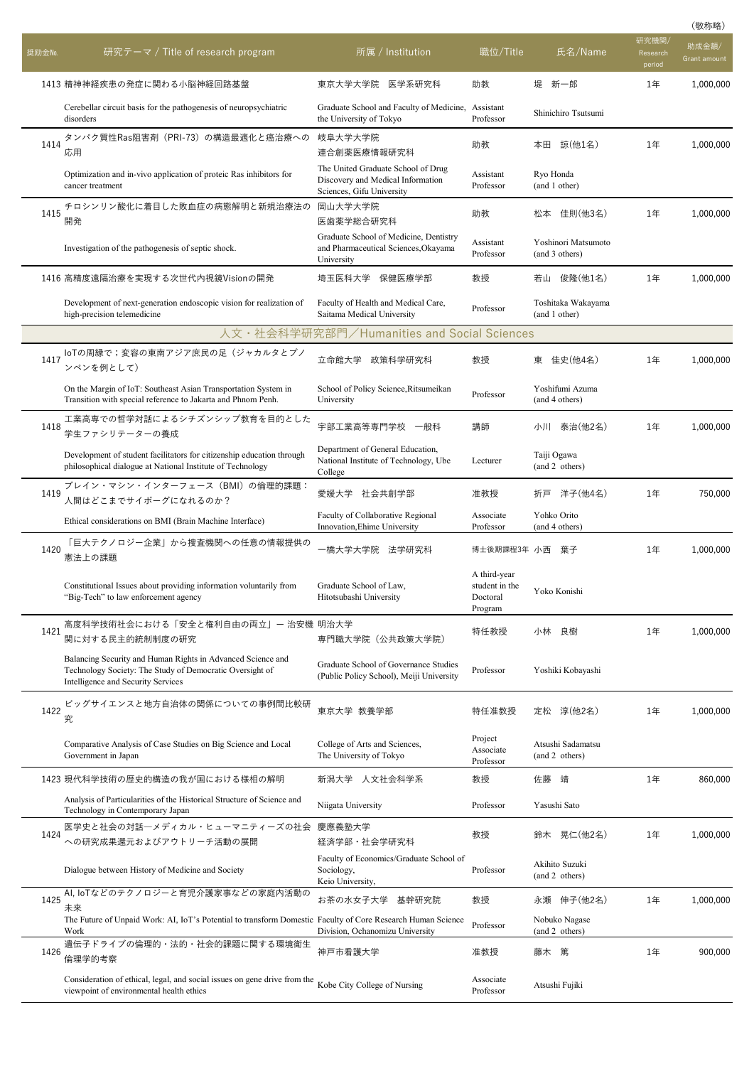（敬称略）

| 奨励金No. | 研究テーマ / Title of research program | 所属 / Institution | 職位/Title | 氏名/Name | 研究機関/Research period | 助成金額/Grant amount |
|---|---|---|---|---|---|---|
| 1413 | 精神神経疾患の発症に関わる小脳神経回路基盤 | 東京大学大学院　医学系研究科 | 助教 | 堤　新一郎 | 1年 | 1,000,000 |
| | Cerebellar circuit basis for the pathogenesis of neuropsychiatric disorders | Graduate School and Faculty of Medicine, the University of Tokyo | Assistant Professor | Shinichiro Tsutsumi | | |
| 1414 | タンパク質性Ras阻害剤（PRI-73）の構造最適化と癌治療への応用 | 岐阜大学大学院 連合創薬医療情報研究科 | 助教 | 本田　諒(他1名) | 1年 | 1,000,000 |
| | Optimization and in-vivo application of proteic Ras inhibitors for cancer treatment | The United Graduate School of Drug Discovery and Medical Information Sciences, Gifu University | Assistant Professor | Ryo Honda (and 1 other) | | |
| 1415 | チロシンリン酸化に着目した敗血症の病態解明と新規治療法の開発 | 岡山大学大学院 医歯薬学総合研究科 | 助教 | 松本　佳則(他3名) | 1年 | 1,000,000 |
| | Investigation of the pathogenesis of septic shock. | Graduate School of Medicine, Dentistry and Pharmaceutical Sciences,Okayama University | Assistant Professor | Yoshinori Matsumoto (and 3 others) | | |
| 1416 | 高精度遠隔治療を実現する次世代内視鏡Visionの開発 | 埼玉医科大学　保健医療学部 | 教授 | 若山　俊隆(他1名) | 1年 | 1,000,000 |
| | Development of next-generation endoscopic vision for realization of high-precision telemedicine | Faculty of Health and Medical Care, Saitama Medical University | Professor | Toshitaka Wakayama (and 1 other) | | |
| | **人文・社会科学研究部門／Humanities and Social Sciences** | | | | | |
| 1417 | IoTの周縁で；変容の東南アジア庶民の足（ジャカルタとプノンペンを例として） | 立命館大学　政策科学研究科 | 教授 | 東　佳史(他4名) | 1年 | 1,000,000 |
| | On the Margin of IoT: Southeast Asian Transportation System in Transition with special reference to Jakarta and Phnom Penh. | School of Policy Science,Ritsumeikan University | Professor | Yoshifumi Azuma (and 4 others) | | |
| 1418 | 工業高専での哲学対話によるシチズンシップ教育を目的とした学生ファシリテーターの養成 | 宇部工業高等専門学校　一般科 | 講師 | 小川　泰治(他2名) | 1年 | 1,000,000 |
| | Development of student facilitators for citizenship education through philosophical dialogue at National Institute of Technology | Department of General Education, National Institute of Technology, Ube College | Lecturer | Taiji Ogawa (and 2 others) | | |
| 1419 | ブレイン・マシン・インターフェース（BMI）の倫理的課題：人間はどこまでサイボーグになれるのか？ | 愛媛大学　社会共創学部 | 准教授 | 折戸　洋子(他4名) | 1年 | 750,000 |
| | Ethical considerations on BMI (Brain Machine Interface) | Faculty of Collaborative Regional Innovation,Ehime University | Associate Professor | Yohko Orito (and 4 others) | | |
| 1420 | 「巨大テクノロジー企業」から捜査機関への任意の情報提供の憲法上の課題 | 一橋大学大学院　法学研究科 | 博士後期課程3年 | 小西　葉子 | 1年 | 1,000,000 |
| | Constitutional Issues about providing information voluntarily from "Big-Tech" to law enforcement agency | Graduate School of Law, Hitotsubashi University | A third-year student in the Doctoral Program | Yoko Konishi | | |
| 1421 | 高度科学技術社会における「安全と権利自由の両立」― 治安機関に対する民主的統制制度の研究 | 明治大学 専門職大学院（公共政策大学院） | 特任教授 | 小林　良樹 | 1年 | 1,000,000 |
| | Balancing Security and Human Rights in Advanced Science and Technology Society: The Study of Democratic Oversight of Intelligence and Security Services | Graduate School of Governance Studies (Public Policy School), Meiji University | Professor | Yoshiki Kobayashi | | |
| 1422 | ビッグサイエンスと地方自治体の関係についての事例間比較研究 | 東京大学 教養学部 | 特任准教授 | 定松　淳(他2名) | 1年 | 1,000,000 |
| | Comparative Analysis of Case Studies on Big Science and Local Government in Japan | College of Arts and Sciences, The University of Tokyo | Project Associate Professor | Atsushi Sadamatsu (and 2 others) | | |
| 1423 | 現代科学技術の歴史的構造の我が国における様相の解明 | 新潟大学　人文社会科学系 | 教授 | 佐藤　靖 | 1年 | 860,000 |
| | Analysis of Particularities of the Historical Structure of Science and Technology in Contemporary Japan | Niigata University | Professor | Yasushi Sato | | |
| 1424 | 医学史と社会の対話―メディカル・ヒューマニティーズの社会への研究成果還元およびアウトリーチ活動の展開 | 慶應義塾大学 経済学部・社会学研究科 | 教授 | 鈴木　晃仁(他2名) | 1年 | 1,000,000 |
| | Dialogue between History of Medicine and Society | Faculty of Economics/Graduate School of Sociology, Keio University, | Professor | Akihito Suzuki (and 2 others) | | |
| 1425 | AI, IoTなどのテクノロジーと育児介護家事などの家庭内活動の未来 | お茶の水女子大学　基幹研究院 | 教授 | 永瀬　伸子(他2名) | 1年 | 1,000,000 |
| | The Future of Unpaid Work: AI, IoT's Potential to transform Domestic Work | Faculty of Core Research Human Science Division, Ochanomizu University | Professor | Nobuko Nagase (and 2 others) | | |
| 1426 | 遺伝子ドライブの倫理的・法的・社会的課題に関する環境衛生倫理学的考察 | 神戸市看護大学 | 准教授 | 藤木　篤 | 1年 | 900,000 |
| | Consideration of ethical, legal, and social issues on gene drive from the viewpoint of environmental health ethics | Kobe City College of Nursing | Associate Professor | Atsushi Fujiki | | |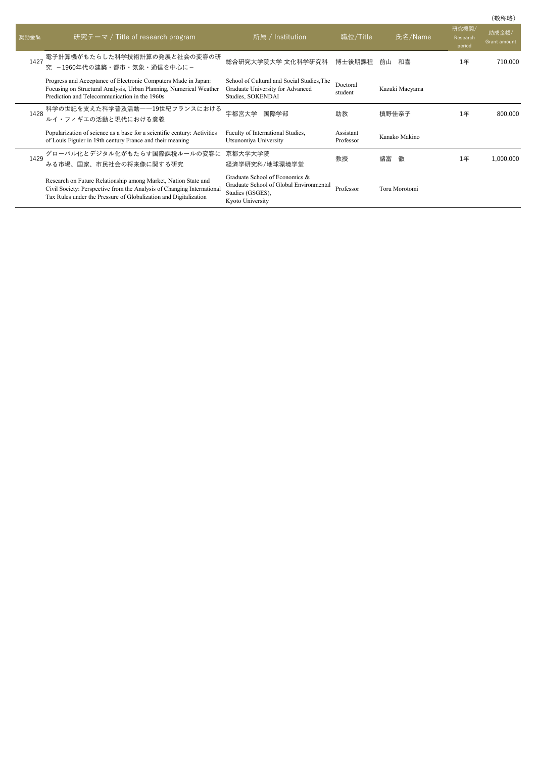（敬称略）

| 奨励金No. | 研究テーマ / Title of research program | 所属 / Institution | 職位/Title | 氏名/Name | 研究機関/ Research period | 助成金額/ Grant amount |
|---|---|---|---|---|---|---|
| 1427 | 電子計算機がもたらした科学技術計算の発展と社会の変容の研究 －1960年代の建築・都市・気象・通信を中心に－ | 総合研究大学院大学 文化科学研究科 | 博士後期課程 | 前山　和喜 | 1年 | 710,000 |
| | Progress and Acceptance of Electronic Computers Made in Japan: Focusing on Structural Analysis, Urban Planning, Numerical Weather Prediction and Telecommunication in the 1960s | School of Cultural and Social Studies,The Graduate University for Advanced Studies, SOKENDAI | Doctoral student | Kazuki Maeyama | | |
| 1428 | 科学の世紀を支えた科学普及活動――19世紀フランスにおけるルイ・フィギエの活動と現代における意義 | 宇都宮大学　国際学部 | 助教 | 槇野佳奈子 | 1年 | 800,000 |
| | Popularization of science as a base for a scientific century: Activities of Louis Figuier in 19th century France and their meaning | Faculty of International Studies, Utsunomiya University | Assistant Professor | Kanako Makino | | |
| 1429 | グローバル化とデジタル化がもたらす国際課税ルールの変容にみる市場、国家、市民社会の将来像に関する研究 | 京都大学大学院 経済学研究科/地球環境学堂 | 教授 | 諸富　徹 | 1年 | 1,000,000 |
| | Research on Future Relationship among Market, Nation State and Civil Society: Perspective from the Analysis of Changing International Tax Rules under the Pressure of Globalization and Digitalization | Graduate School of Economics & Graduate School of Global Environmental Studies (GSGES), Kyoto University | Professor | Toru Morotomi | | |